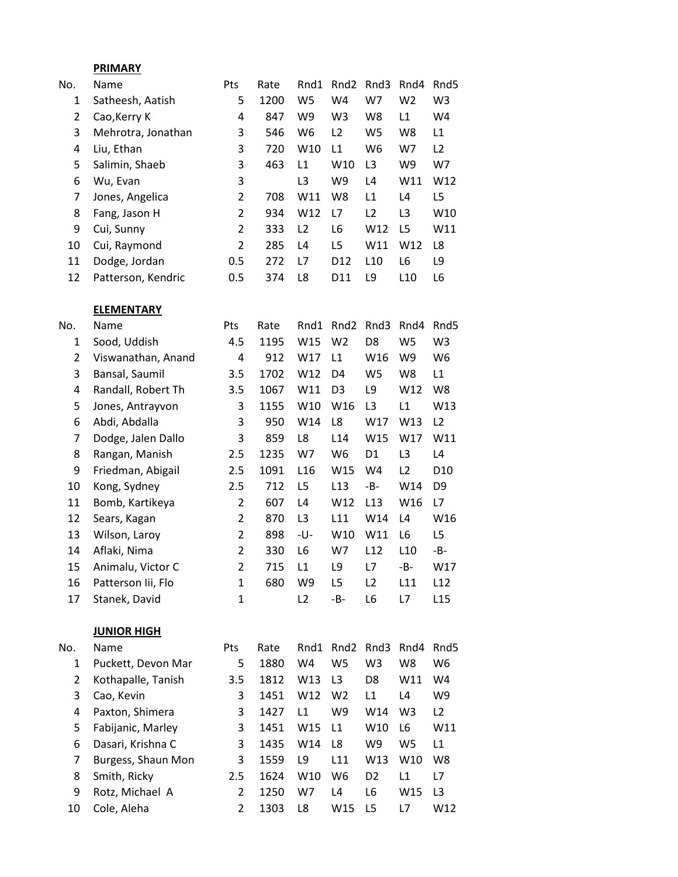**PRIMARY**

| No. | Name | Pts | Rate | Rnd1 | Rnd2 | Rnd3 | Rnd4 | Rnd5 |
|---|---|---|---|---|---|---|---|---|
| 1 | Satheesh, Aatish | 5 | 1200 | W5 | W4 | W7 | W2 | W3 |
| 2 | Cao,Kerry K | 4 | 847 | W9 | W3 | W8 | L1 | W4 |
| 3 | Mehrotra, Jonathan | 3 | 546 | W6 | L2 | W5 | W8 | L1 |
| 4 | Liu, Ethan | 3 | 720 | W10 | L1 | W6 | W7 | L2 |
| 5 | Salimin, Shaeb | 3 | 463 | L1 | W10 | L3 | W9 | W7 |
| 6 | Wu, Evan | 3 | | L3 | W9 | L4 | W11 | W12 |
| 7 | Jones, Angelica | 2 | 708 | W11 | W8 | L1 | L4 | L5 |
| 8 | Fang, Jason H | 2 | 934 | W12 | L7 | L2 | L3 | W10 |
| 9 | Cui, Sunny | 2 | 333 | L2 | L6 | W12 | L5 | W11 |
| 10 | Cui, Raymond | 2 | 285 | L4 | L5 | W11 | W12 | L8 |
| 11 | Dodge, Jordan | 0.5 | 272 | L7 | D12 | L10 | L6 | L9 |
| 12 | Patterson, Kendric | 0.5 | 374 | L8 | D11 | L9 | L10 | L6 |

**ELEMENTARY**

| No. | Name | Pts | Rate | Rnd1 | Rnd2 | Rnd3 | Rnd4 | Rnd5 |
|---|---|---|---|---|---|---|---|---|
| 1 | Sood, Uddish | 4.5 | 1195 | W15 | W2 | D8 | W5 | W3 |
| 2 | Viswanathan, Anand | 4 | 912 | W17 | L1 | W16 | W9 | W6 |
| 3 | Bansal, Saumil | 3.5 | 1702 | W12 | D4 | W5 | W8 | L1 |
| 4 | Randall, Robert Th | 3.5 | 1067 | W11 | D3 | L9 | W12 | W8 |
| 5 | Jones, Antrayvon | 3 | 1155 | W10 | W16 | L3 | L1 | W13 |
| 6 | Abdi, Abdalla | 3 | 950 | W14 | L8 | W17 | W13 | L2 |
| 7 | Dodge, Jalen Dallo | 3 | 859 | L8 | L14 | W15 | W17 | W11 |
| 8 | Rangan, Manish | 2.5 | 1235 | W7 | W6 | D1 | L3 | L4 |
| 9 | Friedman, Abigail | 2.5 | 1091 | L16 | W15 | W4 | L2 | D10 |
| 10 | Kong, Sydney | 2.5 | 712 | L5 | L13 | -B- | W14 | D9 |
| 11 | Bomb, Kartikeya | 2 | 607 | L4 | W12 | L13 | W16 | L7 |
| 12 | Sears, Kagan | 2 | 870 | L3 | L11 | W14 | L4 | W16 |
| 13 | Wilson, Laroy | 2 | 898 | -U- | W10 | W11 | L6 | L5 |
| 14 | Aflaki, Nima | 2 | 330 | L6 | W7 | L12 | L10 | -B- |
| 15 | Animalu, Victor C | 2 | 715 | L1 | L9 | L7 | -B- | W17 |
| 16 | Patterson Iii, Flo | 1 | 680 | W9 | L5 | L2 | L11 | L12 |
| 17 | Stanek, David | 1 | | L2 | -B- | L6 | L7 | L15 |

**JUNIOR HIGH**

| No. | Name | Pts | Rate | Rnd1 | Rnd2 | Rnd3 | Rnd4 | Rnd5 |
|---|---|---|---|---|---|---|---|---|
| 1 | Puckett, Devon Mar | 5 | 1880 | W4 | W5 | W3 | W8 | W6 |
| 2 | Kothapalle, Tanish | 3.5 | 1812 | W13 | L3 | D8 | W11 | W4 |
| 3 | Cao, Kevin | 3 | 1451 | W12 | W2 | L1 | L4 | W9 |
| 4 | Paxton, Shimera | 3 | 1427 | L1 | W9 | W14 | W3 | L2 |
| 5 | Fabijanic, Marley | 3 | 1451 | W15 | L1 | W10 | L6 | W11 |
| 6 | Dasari, Krishna C | 3 | 1435 | W14 | L8 | W9 | W5 | L1 |
| 7 | Burgess, Shaun Mon | 3 | 1559 | L9 | L11 | W13 | W10 | W8 |
| 8 | Smith, Ricky | 2.5 | 1624 | W10 | W6 | D2 | L1 | L7 |
| 9 | Rotz, Michael A | 2 | 1250 | W7 | L4 | L6 | W15 | L3 |
| 10 | Cole, Aleha | 2 | 1303 | L8 | W15 | L5 | L7 | W12 |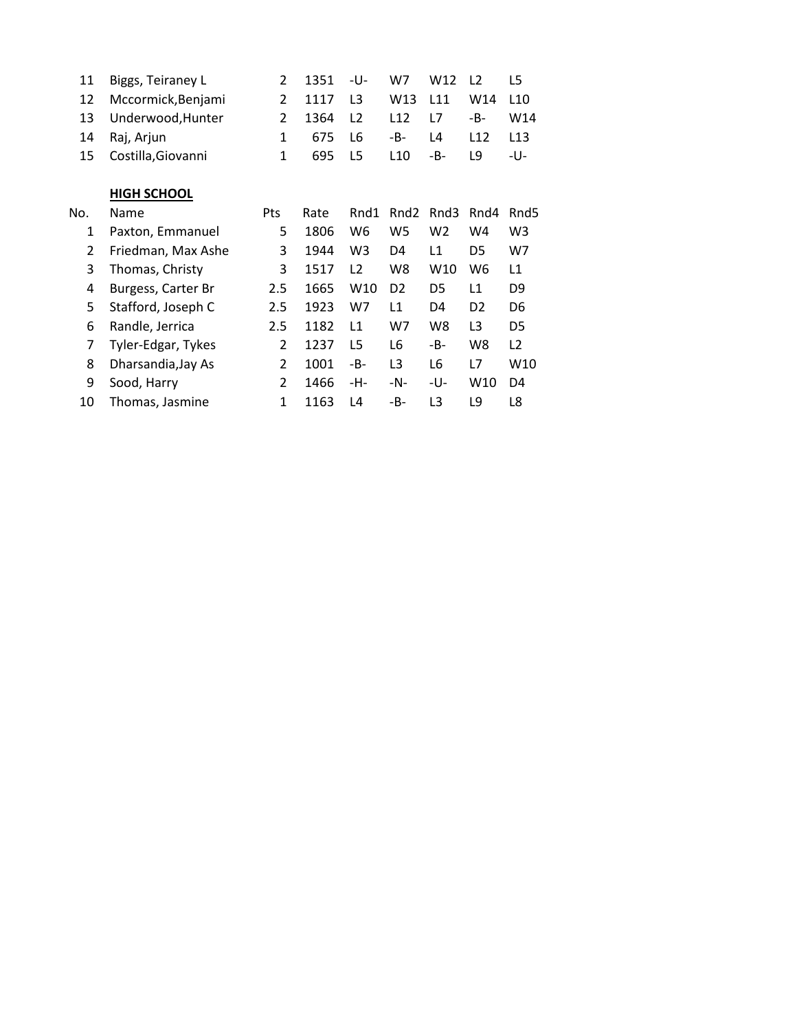| | | | | | | | | |
|---|---|---|---|---|---|---|---|---|
| 11 | Biggs, Teiraney L | 2 | 1351 | -U- | W7 | W12 | L2 | L5 |
| 12 | Mccormick,Benjami | 2 | 1117 | L3 | W13 | L11 | W14 | L10 |
| 13 | Underwood,Hunter | 2 | 1364 | L2 | L12 | L7 | -B- | W14 |
| 14 | Raj, Arjun | 1 | 675 | L6 | -B- | L4 | L12 | L13 |
| 15 | Costilla,Giovanni | 1 | 695 | L5 | L10 | -B- | L9 | -U- |

**HIGH SCHOOL**

| No. | Name | Pts | Rate | Rnd1 | Rnd2 | Rnd3 | Rnd4 | Rnd5 |
|---|---|---|---|---|---|---|---|---|
| 1 | Paxton, Emmanuel | 5 | 1806 | W6 | W5 | W2 | W4 | W3 |
| 2 | Friedman, Max Ashe | 3 | 1944 | W3 | D4 | L1 | D5 | W7 |
| 3 | Thomas, Christy | 3 | 1517 | L2 | W8 | W10 | W6 | L1 |
| 4 | Burgess, Carter Br | 2.5 | 1665 | W10 | D2 | D5 | L1 | D9 |
| 5 | Stafford, Joseph C | 2.5 | 1923 | W7 | L1 | D4 | D2 | D6 |
| 6 | Randle, Jerrica | 2.5 | 1182 | L1 | W7 | W8 | L3 | D5 |
| 7 | Tyler-Edgar, Tykes | 2 | 1237 | L5 | L6 | -B- | W8 | L2 |
| 8 | Dharsandia,Jay As | 2 | 1001 | -B- | L3 | L6 | L7 | W10 |
| 9 | Sood, Harry | 2 | 1466 | -H- | -N- | -U- | W10 | D4 |
| 10 | Thomas, Jasmine | 1 | 1163 | L4 | -B- | L3 | L9 | L8 |